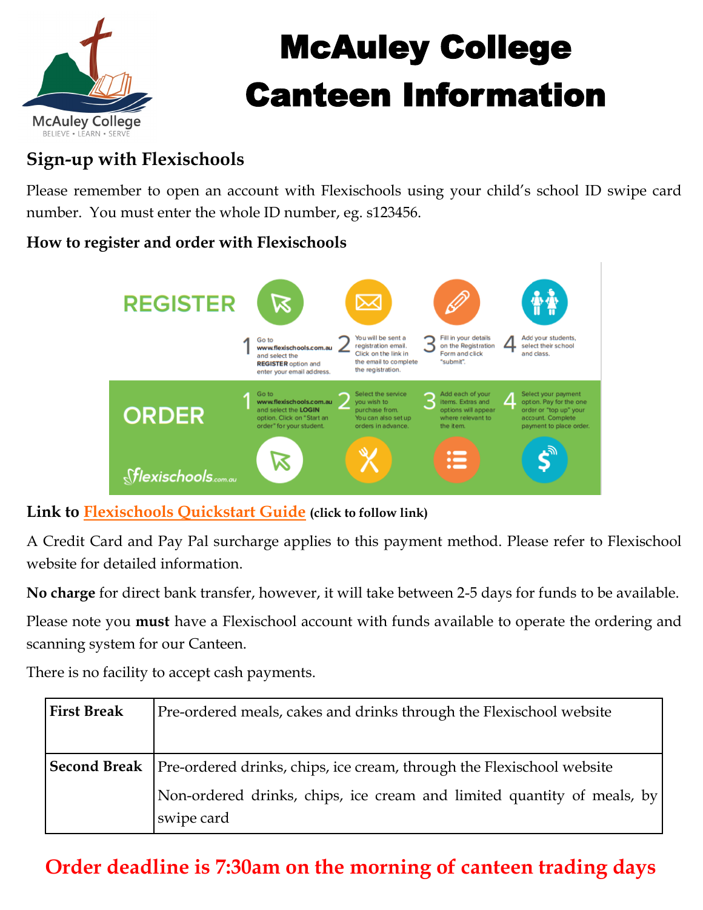# McAuley College Canteen Information

## Sign-up with Flexischools

Please remember to open an account with Flexischools using your child's school ID swipe card number. You must enter the whole ID number, eg. s123456.

### How to register and order with Flexischools

**REGISTER**

1. Go to **www.flexischools.com.au** and select the **REGISTER** option and enter your email address.
2. You will be sent a registration email. Click on the link in the email to complete the registration.
3. Fill in your details on the Registration Form and click "submit".
4. Add your students, select their school and class.

**ORDER**

1. Go to **www.flexischools.com.au** and select the **LOGIN** option. Click on "Start an order" for your student.
2. Select the service you wish to purchase from. You can also set up orders in advance.
3. Add each of your items. Extras and options will appear where relevant to the item.
4. Select your payment option. Pay for the one order or "top up" your account. Complete payment to place order.

flexischools.com.au

**Link to Flexischools Quickstart Guide (click to follow link)**

A Credit Card and Pay Pal surcharge applies to this payment method. Please refer to Flexischool website for detailed information.

**No charge** for direct bank transfer, however, it will take between 2-5 days for funds to be available.

Please note you **must** have a Flexischool account with funds available to operate the ordering and scanning system for our Canteen.

There is no facility to accept cash payments.

| | |
|---|---|
| **First Break** | Pre-ordered meals, cakes and drinks through the Flexischool website |
| **Second Break** | Pre-ordered drinks, chips, ice cream, through the Flexischool website<br>Non-ordered drinks, chips, ice cream and limited quantity of meals, by swipe card |

**Order deadline is 7:30am on the morning of canteen trading days**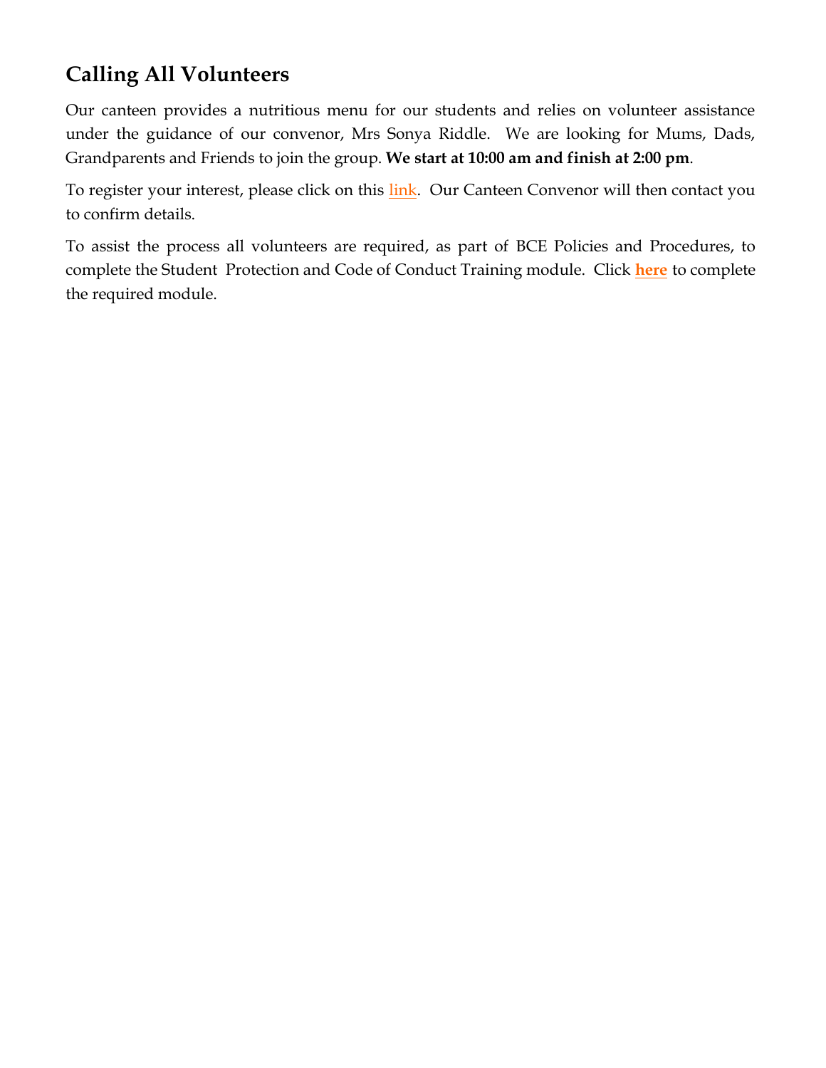## Calling All Volunteers

Our canteen provides a nutritious menu for our students and relies on volunteer assistance under the guidance of our convenor, Mrs Sonya Riddle. We are looking for Mums, Dads, Grandparents and Friends to join the group. **We start at 10:00 am and finish at 2:00 pm**.

To register your interest, please click on this link. Our Canteen Convenor will then contact you to confirm details.

To assist the process all volunteers are required, as part of BCE Policies and Procedures, to complete the Student Protection and Code of Conduct Training module. Click **here** to complete the required module.